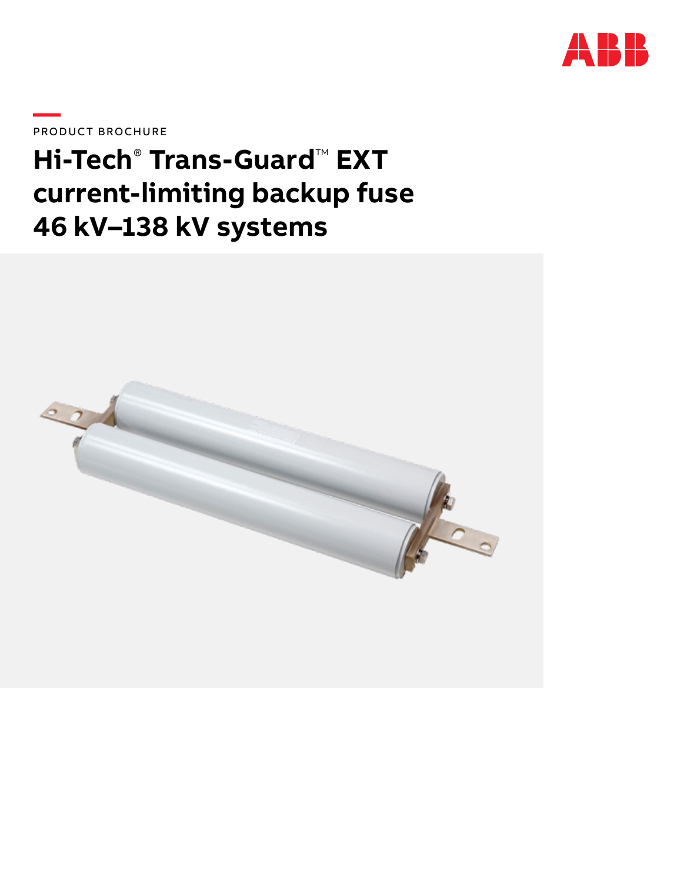PRODUCT BROCHURE

# Hi-Tech® Trans-Guard™ EXT current-limiting backup fuse 46 kV–138 kV systems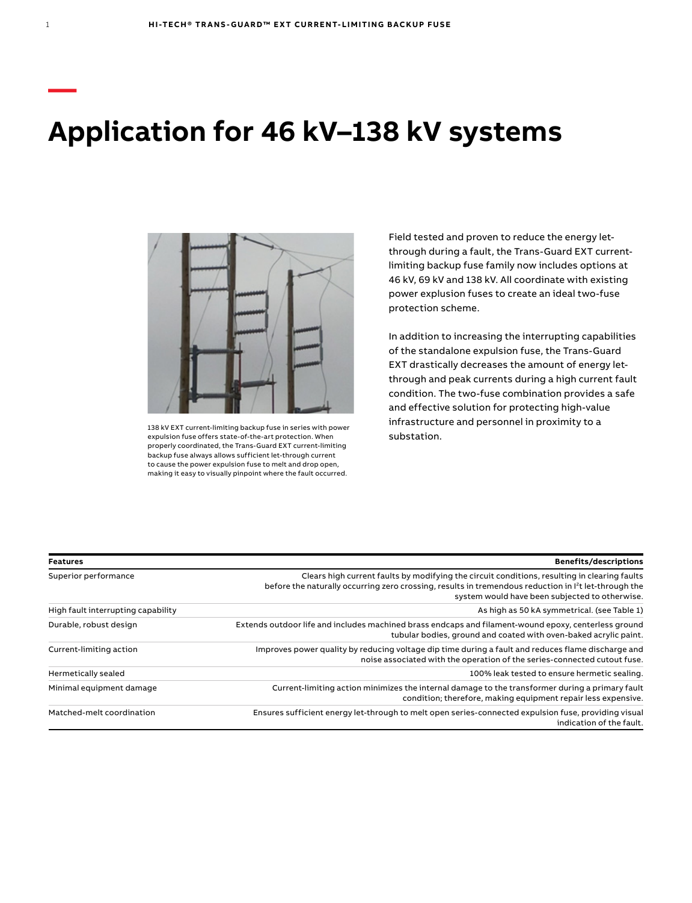# Application for 46 kV–138 kV systems

138 kV EXT current-limiting backup fuse in series with power expulsion fuse offers state-of-the-art protection. When properly coordinated, the Trans-Guard EXT current-limiting backup fuse always allows sufficient let-through current to cause the power expulsion fuse to melt and drop open, making it easy to visually pinpoint where the fault occurred.

Field tested and proven to reduce the energy let-through during a fault, the Trans-Guard EXT current-limiting backup fuse family now includes options at 46 kV, 69 kV and 138 kV. All coordinate with existing power explusion fuses to create an ideal two-fuse protection scheme.

In addition to increasing the interrupting capabilities of the standalone expulsion fuse, the Trans-Guard EXT drastically decreases the amount of energy let-through and peak currents during a high current fault condition. The two-fuse combination provides a safe and effective solution for protecting high-value infrastructure and personnel in proximity to a substation.

| Features | Benefits/descriptions |
|---|---|
| Superior performance | Clears high current faults by modifying the circuit conditions, resulting in clearing faults before the naturally occurring zero crossing, results in tremendous reduction in $I^2t$ let-through the system would have been subjected to otherwise. |
| High fault interrupting capability | As high as 50 kA symmetrical. (see Table 1) |
| Durable, robust design | Extends outdoor life and includes machined brass endcaps and filament-wound epoxy, centerless ground tubular bodies, ground and coated with oven-baked acrylic paint. |
| Current-limiting action | Improves power quality by reducing voltage dip time during a fault and reduces flame discharge and noise associated with the operation of the series-connected cutout fuse. |
| Hermetically sealed | 100% leak tested to ensure hermetic sealing. |
| Minimal equipment damage | Current-limiting action minimizes the internal damage to the transformer during a primary fault condition; therefore, making equipment repair less expensive. |
| Matched-melt coordination | Ensures sufficient energy let-through to melt open series-connected expulsion fuse, providing visual indication of the fault. |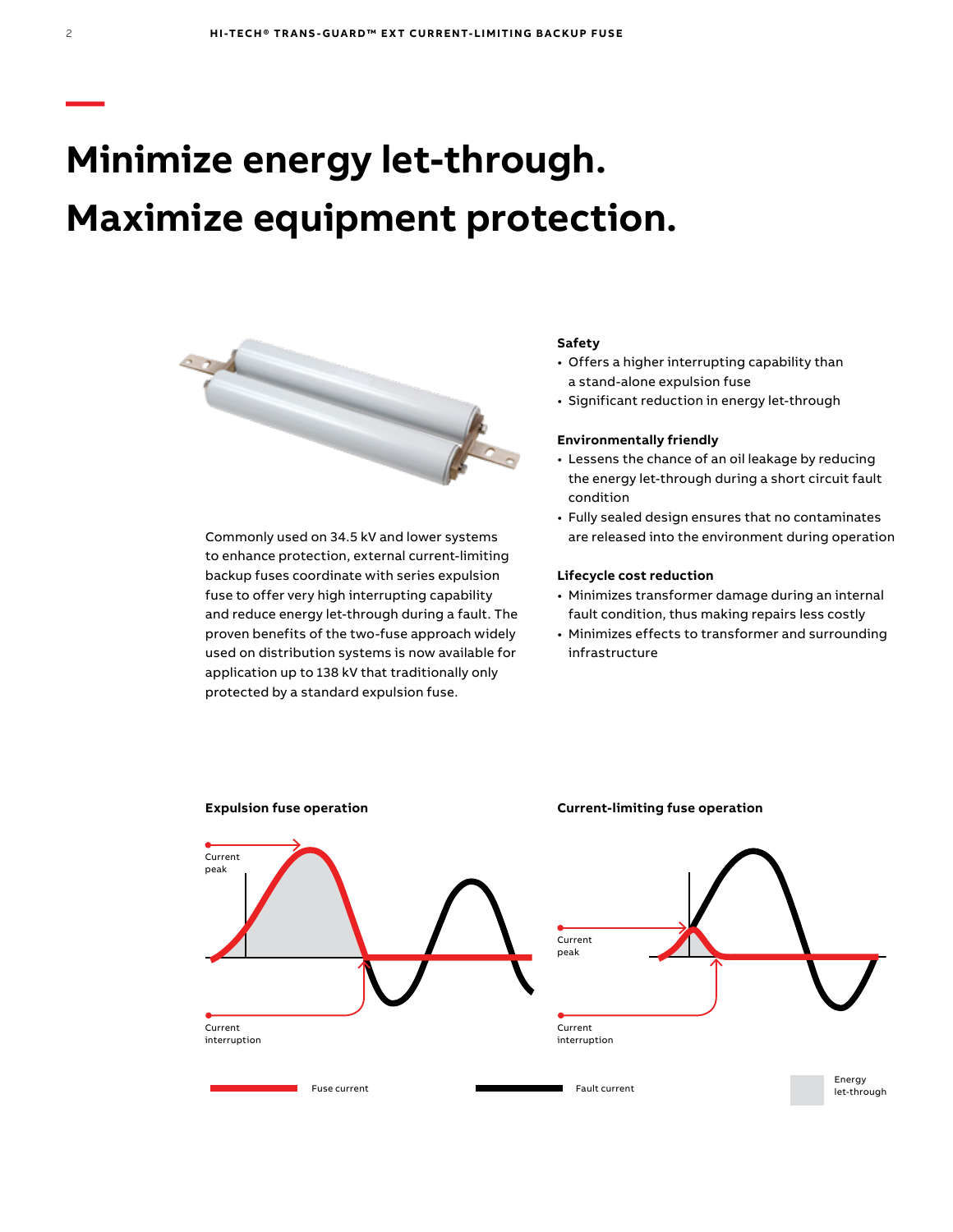# Minimize energy let-through. Maximize equipment protection.

Commonly used on 34.5 kV and lower systems to enhance protection, external current-limiting backup fuses coordinate with series expulsion fuse to offer very high interrupting capability and reduce energy let-through during a fault. The proven benefits of the two-fuse approach widely used on distribution systems is now available for application up to 138 kV that traditionally only protected by a standard expulsion fuse.

**Safety**

- Offers a higher interrupting capability than a stand-alone expulsion fuse
- Significant reduction in energy let-through

**Environmentally friendly**

- Lessens the chance of an oil leakage by reducing the energy let-through during a short circuit fault condition
- Fully sealed design ensures that no contaminates are released into the environment during operation

**Lifecycle cost reduction**

- Minimizes transformer damage during an internal fault condition, thus making repairs less costly
- Minimizes effects to transformer and surrounding infrastructure

**Expulsion fuse operation**

Current peak

Current interruption

**Current-limiting fuse operation**

Current peak

Current interruption

Fuse current

Fault current

Energy let-through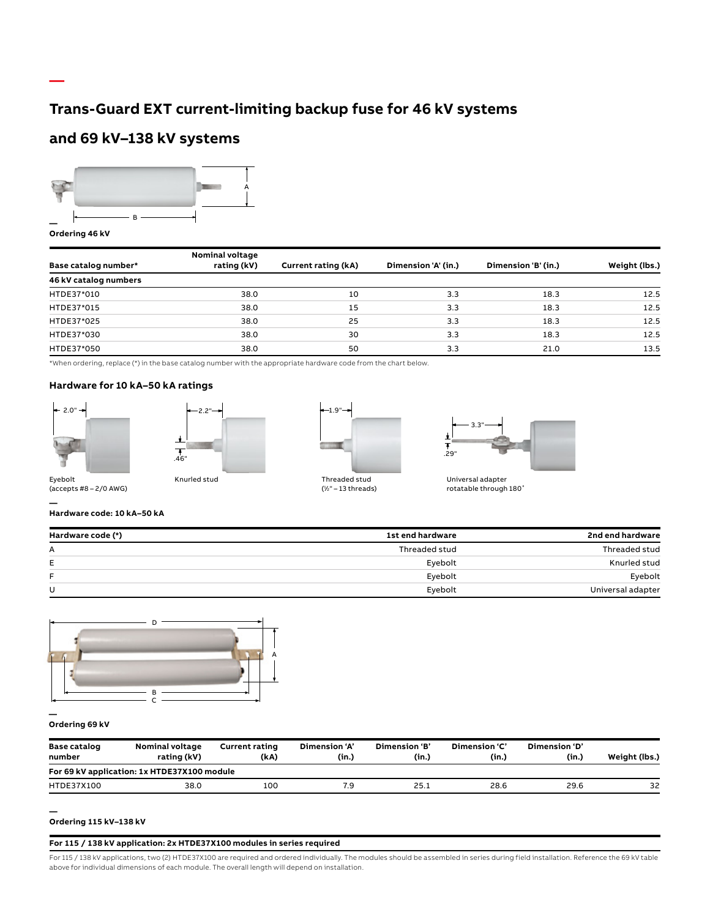# Trans-Guard EXT current-limiting backup fuse for 46 kV systems and 69 kV–138 kV systems

**Ordering 46 kV**

| Base catalog number* | Nominal voltage rating (kV) | Current rating (kA) | Dimension 'A' (in.) | Dimension 'B' (in.) | Weight (lbs.) |
|---|---|---|---|---|---|
| **46 kV catalog numbers** | | | | | |
| HTDE37*010 | 38.0 | 10 | 3.3 | 18.3 | 12.5 |
| HTDE37*015 | 38.0 | 15 | 3.3 | 18.3 | 12.5 |
| HTDE37*025 | 38.0 | 25 | 3.3 | 18.3 | 12.5 |
| HTDE37*030 | 38.0 | 30 | 3.3 | 18.3 | 12.5 |
| HTDE37*050 | 38.0 | 50 | 3.3 | 21.0 | 13.5 |

*When ordering, replace (*) in the base catalog number with the appropriate hardware code from the chart below.

### Hardware for 10 kA–50 kA ratings

Eyebolt (accepts #8 – 2/0 AWG) — 2.0"

Knurled stud — 2.2", .46"

Threaded stud (½" – 13 threads) — 1.9"

Universal adapter rotatable through 180° — 3.3", .29"

**Hardware code: 10 kA–50 kA**

| Hardware code (*) | 1st end hardware | 2nd end hardware |
|---|---|---|
| A | Threaded stud | Threaded stud |
| E | Eyebolt | Knurled stud |
| F | Eyebolt | Eyebolt |
| U | Eyebolt | Universal adapter |

**Ordering 69 kV**

| Base catalog number | Nominal voltage rating (kV) | Current rating (kA) | Dimension 'A' (in.) | Dimension 'B' (in.) | Dimension 'C' (in.) | Dimension 'D' (in.) | Weight (lbs.) |
|---|---|---|---|---|---|---|---|
| **For 69 kV application: 1x HTDE37X100 module** | | | | | | | |
| HTDE37X100 | 38.0 | 100 | 7.9 | 25.1 | 28.6 | 29.6 | 32 |

**Ordering 115 kV–138 kV**

**For 115 / 138 kV application: 2x HTDE37X100 modules in series required**

For 115 / 138 kV applications, two (2) HTDE37X100 are required and ordered individually. The modules should be assembled in series during field installation. Reference the 69 kV table above for individual dimensions of each module. The overall length will depend on installation.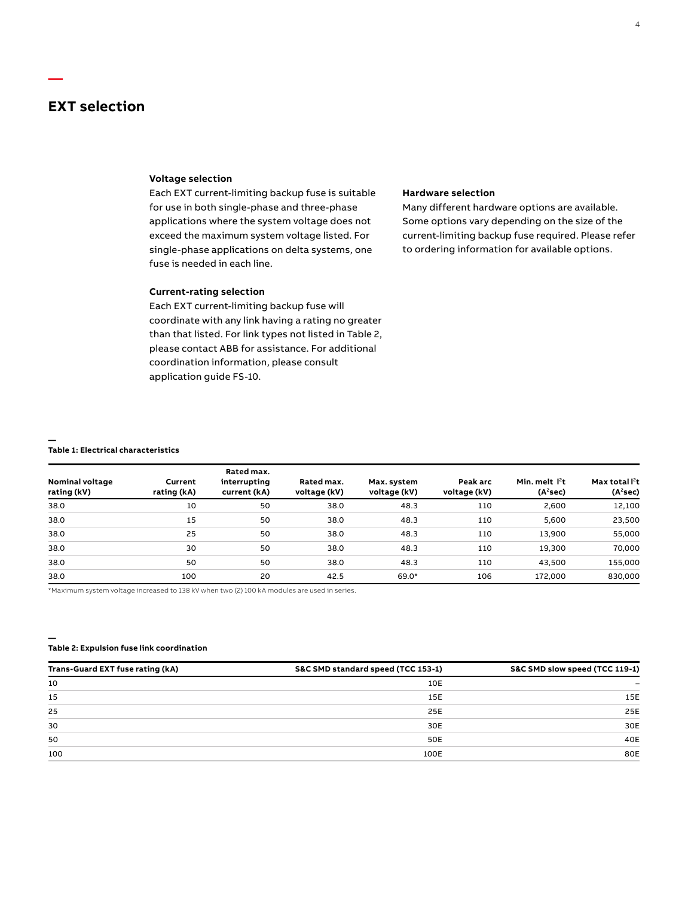## EXT selection

### Voltage selection

Each EXT current-limiting backup fuse is suitable for use in both single-phase and three-phase applications where the system voltage does not exceed the maximum system voltage listed. For single-phase applications on delta systems, one fuse is needed in each line.

### Current-rating selection

Each EXT current-limiting backup fuse will coordinate with any link having a rating no greater than that listed. For link types not listed in Table 2, please contact ABB for assistance. For additional coordination information, please consult application guide FS-10.

### Hardware selection

Many different hardware options are available. Some options vary depending on the size of the current-limiting backup fuse required. Please refer to ordering information for available options.

**Table 1: Electrical characteristics**

| Nominal voltage rating (kV) | Current rating (kA) | Rated max. interrupting current (kA) | Rated max. voltage (kV) | Max. system voltage (kV) | Peak arc voltage (kV) | Min. melt $I^2t$ ($A^2sec$) | Max total $I^2t$ ($A^2sec$) |
|---|---|---|---|---|---|---|---|
| 38.0 | 10 | 50 | 38.0 | 48.3 | 110 | 2,600 | 12,100 |
| 38.0 | 15 | 50 | 38.0 | 48.3 | 110 | 5,600 | 23,500 |
| 38.0 | 25 | 50 | 38.0 | 48.3 | 110 | 13,900 | 55,000 |
| 38.0 | 30 | 50 | 38.0 | 48.3 | 110 | 19,300 | 70,000 |
| 38.0 | 50 | 50 | 38.0 | 48.3 | 110 | 43,500 | 155,000 |
| 38.0 | 100 | 20 | 42.5 | 69.0* | 106 | 172,000 | 830,000 |

*Maximum system voltage increased to 138 kV when two (2) 100 kA modules are used in series.

**Table 2: Expulsion fuse link coordination**

| Trans-Guard EXT fuse rating (kA) | S&C SMD standard speed (TCC 153-1) | S&C SMD slow speed (TCC 119-1) |
|---|---|---|
| 10 | 10E | – |
| 15 | 15E | 15E |
| 25 | 25E | 25E |
| 30 | 30E | 30E |
| 50 | 50E | 40E |
| 100 | 100E | 80E |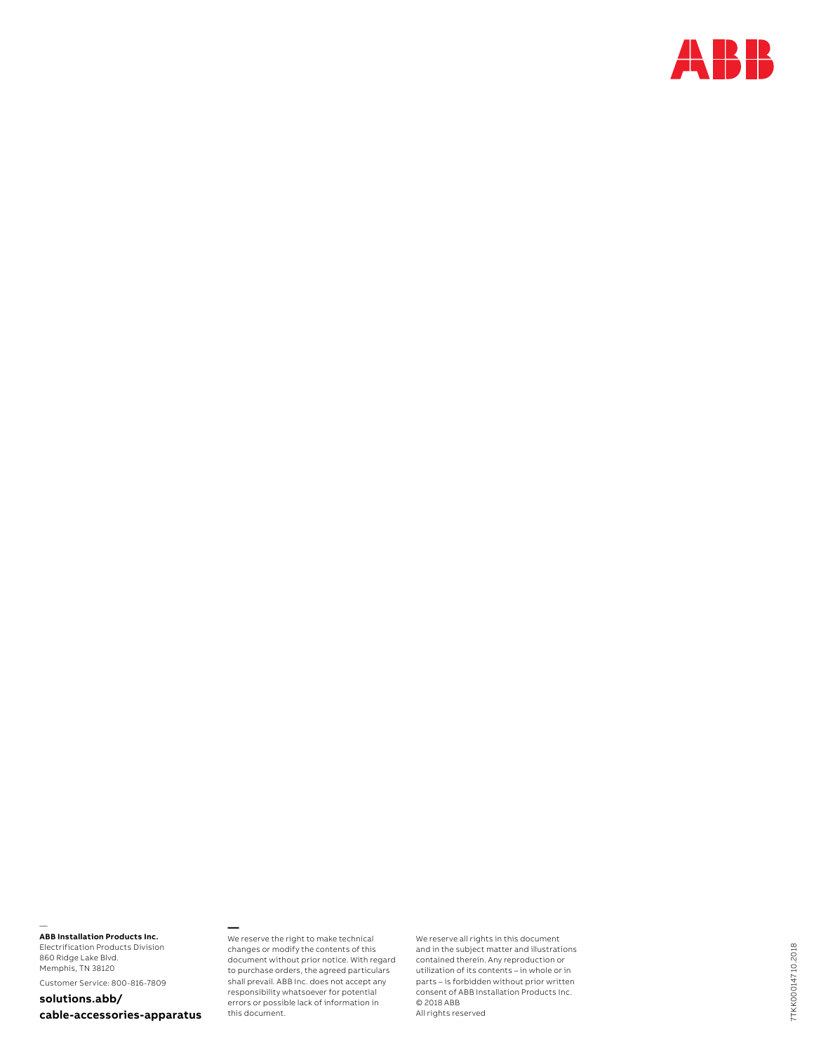**ABB Installation Products Inc.**
Electrification Products Division
860 Ridge Lake Blvd.
Memphis, TN 38120

Customer Service: 800-816-7809

**solutions.abb/**
**cable-accessories-apparatus**

We reserve the right to make technical changes or modify the contents of this document without prior notice. With regard to purchase orders, the agreed particulars shall prevail. ABB Inc. does not accept any responsibility whatsoever for potential errors or possible lack of information in this document.

We reserve all rights in this document and in the subject matter and illustrations contained therein. Any reproduction or utilization of its contents – in whole or in parts – is forbidden without prior written consent of ABB Installation Products Inc.
© 2018 ABB
All rights reserved

7TKK000147 10.2018